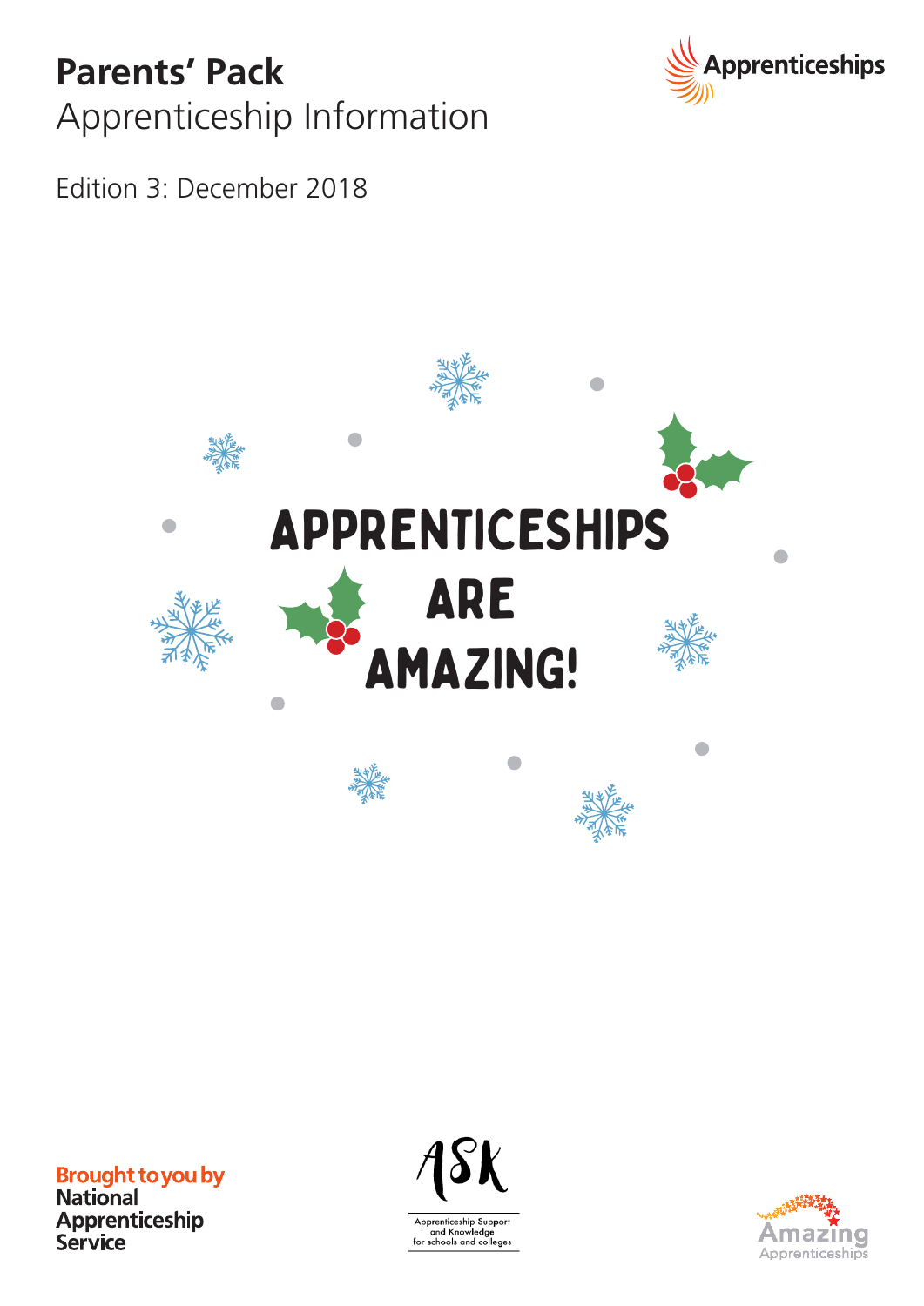# Parents' Pack

## Apprenticeship Information

Edition 3: December 2018

Apprenticeships

# APPRENTICESHIPS ARE AMAZING!

Brought to you by
**National Apprenticeship Service**

ASK
Apprenticeship Support and Knowledge for schools and colleges

Amazing Apprenticeships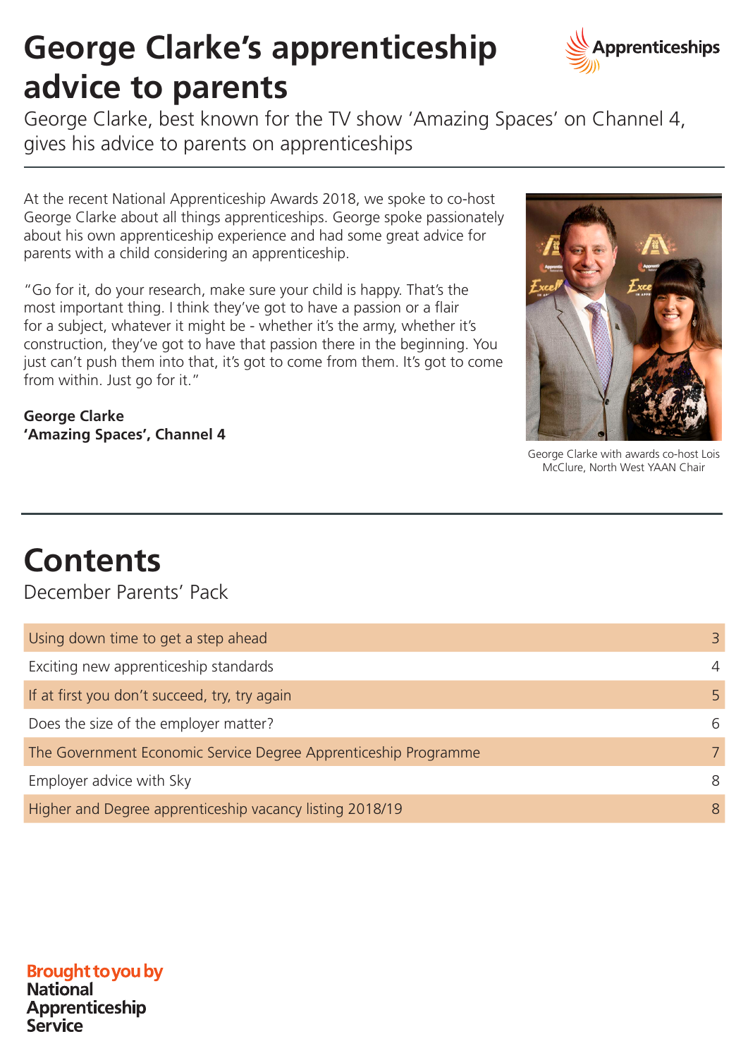# George Clarke's apprenticeship advice to parents

George Clarke, best known for the TV show 'Amazing Spaces' on Channel 4, gives his advice to parents on apprenticeships

At the recent National Apprenticeship Awards 2018, we spoke to co-host George Clarke about all things apprenticeships. George spoke passionately about his own apprenticeship experience and had some great advice for parents with a child considering an apprenticeship.

"Go for it, do your research, make sure your child is happy. That's the most important thing. I think they've got to have a passion or a flair for a subject, whatever it might be - whether it's the army, whether it's construction, they've got to have that passion there in the beginning. You just can't push them into that, it's got to come from them. It's got to come from within. Just go for it."

**George Clarke**
**'Amazing Spaces', Channel 4**

George Clarke with awards co-host Lois McClure, North West YAAN Chair

# Contents

December Parents' Pack

| | |
|---|---|
| Using down time to get a step ahead | 3 |
| Exciting new apprenticeship standards | 4 |
| If at first you don't succeed, try, try again | 5 |
| Does the size of the employer matter? | 6 |
| The Government Economic Service Degree Apprenticeship Programme | 7 |
| Employer advice with Sky | 8 |
| Higher and Degree apprenticeship vacancy listing 2018/19 | 8 |

Brought to you by
National Apprenticeship Service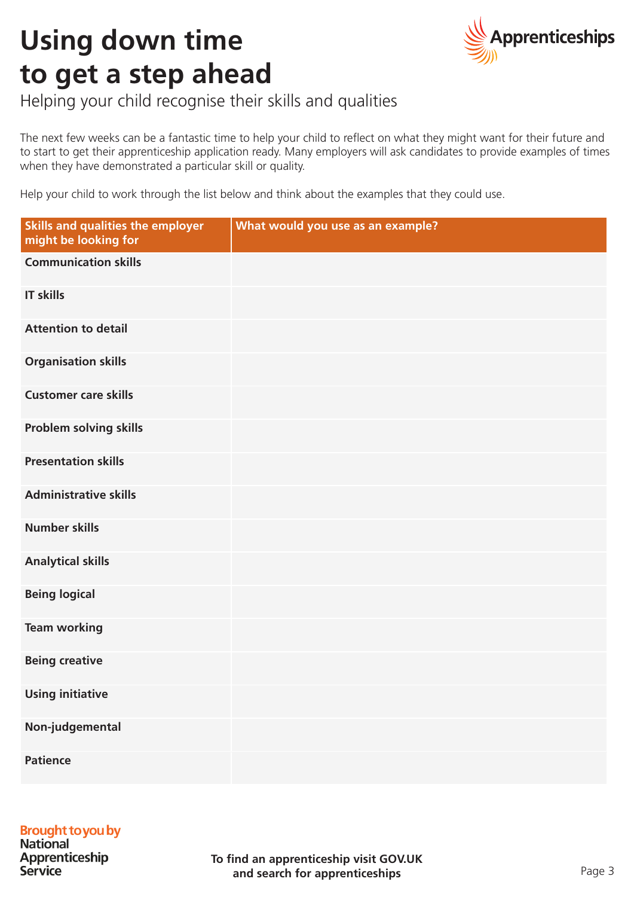# Using down time to get a step ahead

Helping your child recognise their skills and qualities

The next few weeks can be a fantastic time to help your child to reflect on what they might want for their future and to start to get their apprenticeship application ready. Many employers will ask candidates to provide examples of times when they have demonstrated a particular skill or quality.

Help your child to work through the list below and think about the examples that they could use.

| Skills and qualities the employer might be looking for | What would you use as an example? |
|---|---|
| **Communication skills** | |
| **IT skills** | |
| **Attention to detail** | |
| **Organisation skills** | |
| **Customer care skills** | |
| **Problem solving skills** | |
| **Presentation skills** | |
| **Administrative skills** | |
| **Number skills** | |
| **Analytical skills** | |
| **Being logical** | |
| **Team working** | |
| **Being creative** | |
| **Using initiative** | |
| **Non-judgemental** | |
| **Patience** | |

Brought to you by National Apprenticeship Service

**To find an apprenticeship visit GOV.UK and search for apprenticeships**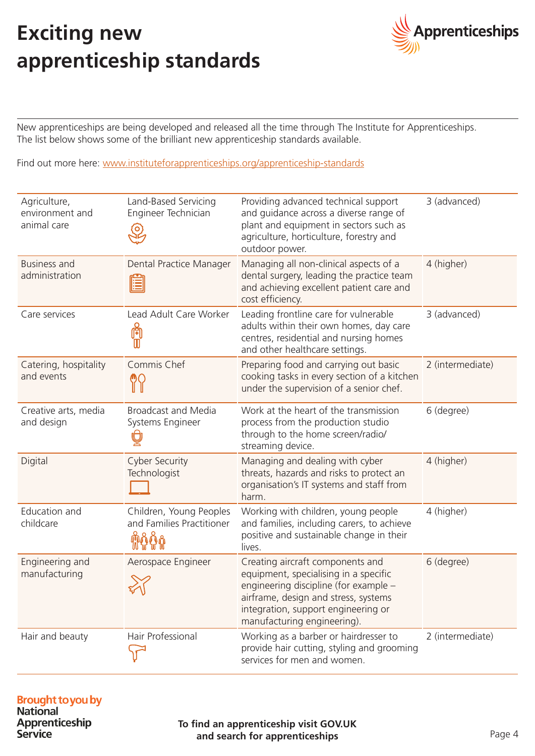# Exciting new apprenticeship standards

New apprenticeships are being developed and released all the time through The Institute for Apprenticeships. The list below shows some of the brilliant new apprenticeship standards available.

Find out more here: [www.instituteforapprenticeships.org/apprenticeship-standards](www.instituteforapprenticeships.org/apprenticeship-standards)

| Sector | Apprenticeship | Description | Level |
|---|---|---|---|
| Agriculture, environment and animal care | Land-Based Servicing Engineer Technician | Providing advanced technical support and guidance across a diverse range of plant and equipment in sectors such as agriculture, horticulture, forestry and outdoor power. | 3 (advanced) |
| Business and administration | Dental Practice Manager | Managing all non-clinical aspects of a dental surgery, leading the practice team and achieving excellent patient care and cost efficiency. | 4 (higher) |
| Care services | Lead Adult Care Worker | Leading frontline care for vulnerable adults within their own homes, day care centres, residential and nursing homes and other healthcare settings. | 3 (advanced) |
| Catering, hospitality and events | Commis Chef | Preparing food and carrying out basic cooking tasks in every section of a kitchen under the supervision of a senior chef. | 2 (intermediate) |
| Creative arts, media and design | Broadcast and Media Systems Engineer | Work at the heart of the transmission process from the production studio through to the home screen/radio/streaming device. | 6 (degree) |
| Digital | Cyber Security Technologist | Managing and dealing with cyber threats, hazards and risks to protect an organisation's IT systems and staff from harm. | 4 (higher) |
| Education and childcare | Children, Young Peoples and Families Practitioner | Working with children, young people and families, including carers, to achieve positive and sustainable change in their lives. | 4 (higher) |
| Engineering and manufacturing | Aerospace Engineer | Creating aircraft components and equipment, specialising in a specific engineering discipline (for example – airframe, design and stress, systems integration, support engineering or manufacturing engineering). | 6 (degree) |
| Hair and beauty | Hair Professional | Working as a barber or hairdresser to provide hair cutting, styling and grooming services for men and women. | 2 (intermediate) |

Brought to you by National Apprenticeship Service

**To find an apprenticeship visit GOV.UK and search for apprenticeships**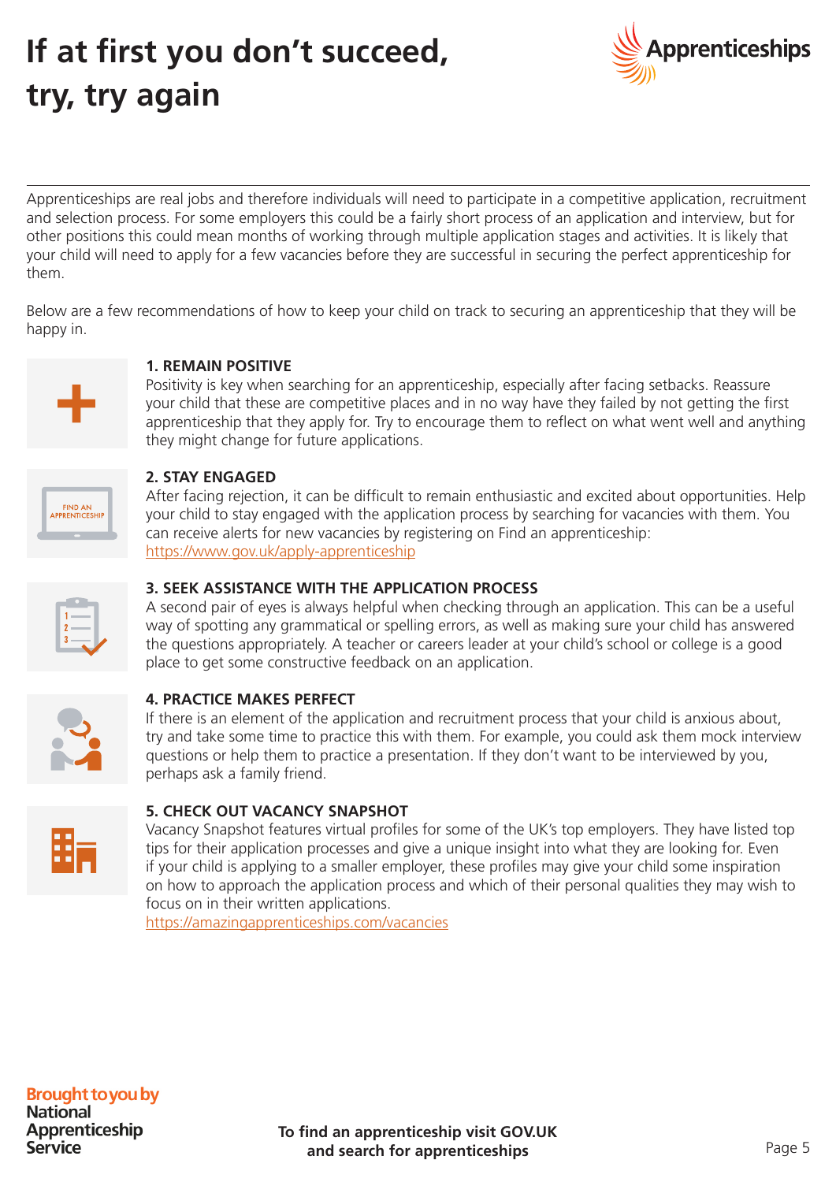# If at first you don't succeed, try, try again

Apprenticeships are real jobs and therefore individuals will need to participate in a competitive application, recruitment and selection process. For some employers this could be a fairly short process of an application and interview, but for other positions this could mean months of working through multiple application stages and activities. It is likely that your child will need to apply for a few vacancies before they are successful in securing the perfect apprenticeship for them.

Below are a few recommendations of how to keep your child on track to securing an apprenticeship that they will be happy in.

### 1. REMAIN POSITIVE

Positivity is key when searching for an apprenticeship, especially after facing setbacks. Reassure your child that these are competitive places and in no way have they failed by not getting the first apprenticeship that they apply for. Try to encourage them to reflect on what went well and anything they might change for future applications.

### 2. STAY ENGAGED

After facing rejection, it can be difficult to remain enthusiastic and excited about opportunities. Help your child to stay engaged with the application process by searching for vacancies with them. You can receive alerts for new vacancies by registering on Find an apprenticeship: https://www.gov.uk/apply-apprenticeship

### 3. SEEK ASSISTANCE WITH THE APPLICATION PROCESS

A second pair of eyes is always helpful when checking through an application. This can be a useful way of spotting any grammatical or spelling errors, as well as making sure your child has answered the questions appropriately. A teacher or careers leader at your child's school or college is a good place to get some constructive feedback on an application.

### 4. PRACTICE MAKES PERFECT

If there is an element of the application and recruitment process that your child is anxious about, try and take some time to practice this with them. For example, you could ask them mock interview questions or help them to practice a presentation. If they don't want to be interviewed by you, perhaps ask a family friend.

### 5. CHECK OUT VACANCY SNAPSHOT

Vacancy Snapshot features virtual profiles for some of the UK's top employers. They have listed top tips for their application processes and give a unique insight into what they are looking for. Even if your child is applying to a smaller employer, these profiles may give your child some inspiration on how to approach the application process and which of their personal qualities they may wish to focus on in their written applications.
https://amazingapprenticeships.com/vacancies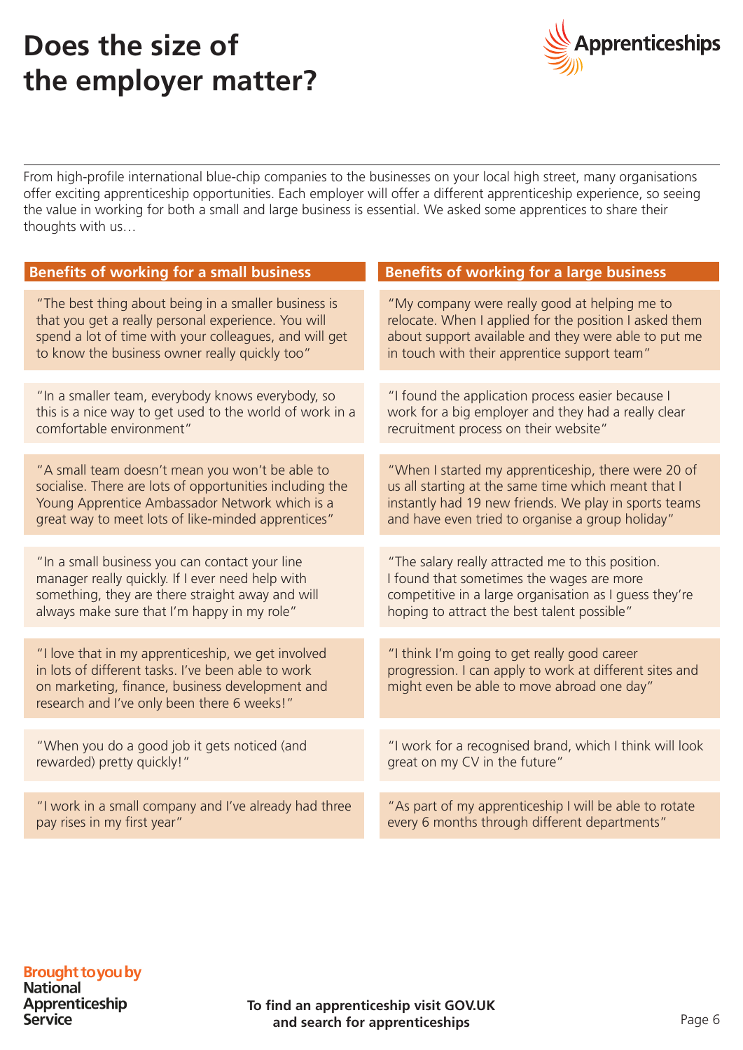# Does the size of the employer matter?

From high-profile international blue-chip companies to the businesses on your local high street, many organisations offer exciting apprenticeship opportunities. Each employer will offer a different apprenticeship experience, so seeing the value in working for both a small and large business is essential. We asked some apprentices to share their thoughts with us…

| Benefits of working for a small business | Benefits of working for a large business |
|---|---|
| "The best thing about being in a smaller business is that you get a really personal experience. You will spend a lot of time with your colleagues, and will get to know the business owner really quickly too" | "My company were really good at helping me to relocate. When I applied for the position I asked them about support available and they were able to put me in touch with their apprentice support team" |
| "In a smaller team, everybody knows everybody, so this is a nice way to get used to the world of work in a comfortable environment" | "I found the application process easier because I work for a big employer and they had a really clear recruitment process on their website" |
| "A small team doesn't mean you won't be able to socialise. There are lots of opportunities including the Young Apprentice Ambassador Network which is a great way to meet lots of like-minded apprentices" | "When I started my apprenticeship, there were 20 of us all starting at the same time which meant that I instantly had 19 new friends. We play in sports teams and have even tried to organise a group holiday" |
| "In a small business you can contact your line manager really quickly. If I ever need help with something, they are there straight away and will always make sure that I'm happy in my role" | "The salary really attracted me to this position. I found that sometimes the wages are more competitive in a large organisation as I guess they're hoping to attract the best talent possible" |
| "I love that in my apprenticeship, we get involved in lots of different tasks. I've been able to work on marketing, finance, business development and research and I've only been there 6 weeks!" | "I think I'm going to get really good career progression. I can apply to work at different sites and might even be able to move abroad one day" |
| "When you do a good job it gets noticed (and rewarded) pretty quickly!" | "I work for a recognised brand, which I think will look great on my CV in the future" |
| "I work in a small company and I've already had three pay rises in my first year" | "As part of my apprenticeship I will be able to rotate every 6 months through different departments" |

Brought to you by National Apprenticeship Service

**To find an apprenticeship visit GOV.UK and search for apprenticeships**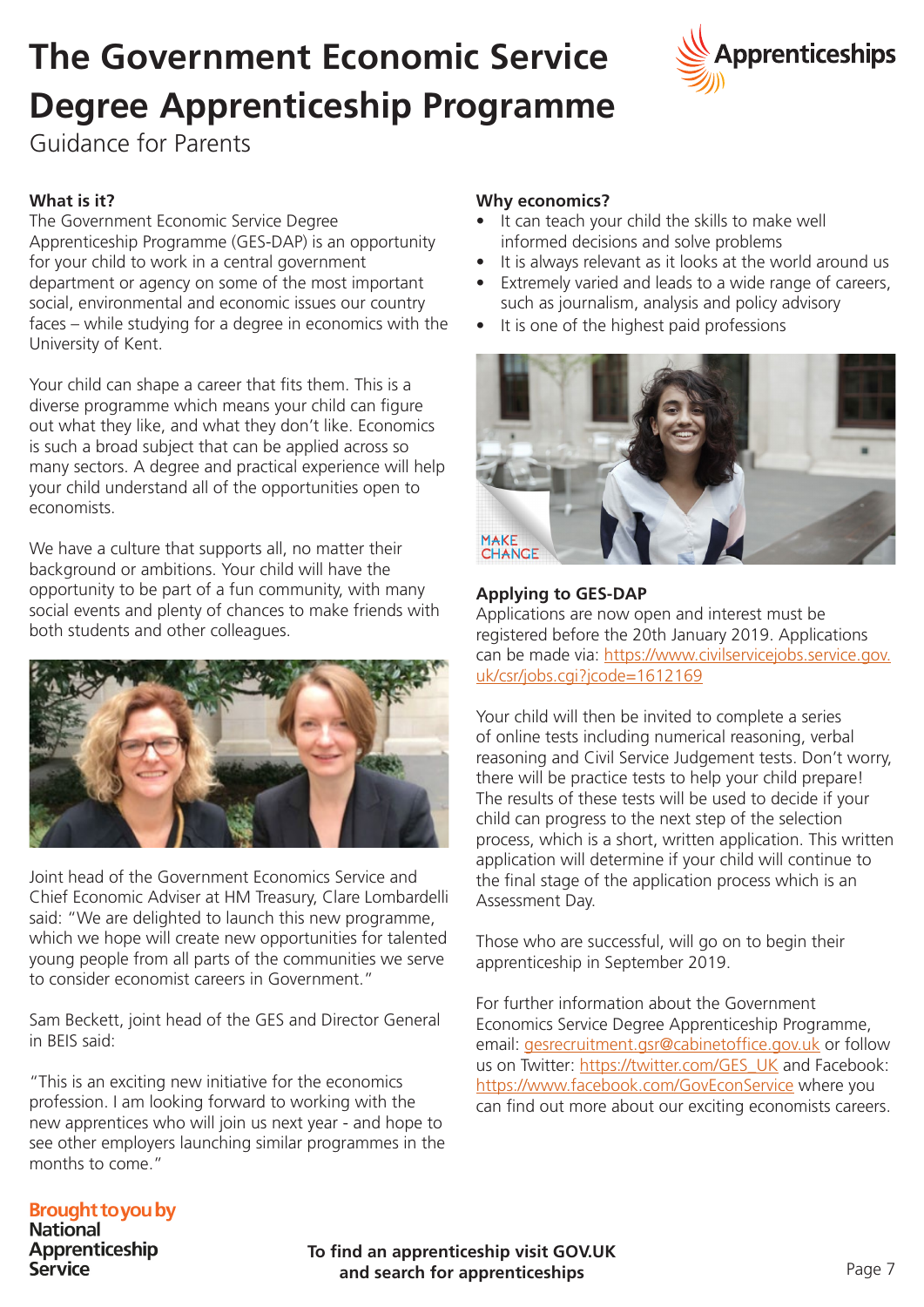# The Government Economic Service Degree Apprenticeship Programme

Guidance for Parents

### What is it?

The Government Economic Service Degree Apprenticeship Programme (GES-DAP) is an opportunity for your child to work in a central government department or agency on some of the most important social, environmental and economic issues our country faces – while studying for a degree in economics with the University of Kent.

Your child can shape a career that fits them. This is a diverse programme which means your child can figure out what they like, and what they don't like. Economics is such a broad subject that can be applied across so many sectors. A degree and practical experience will help your child understand all of the opportunities open to economists.

We have a culture that supports all, no matter their background or ambitions. Your child will have the opportunity to be part of a fun community, with many social events and plenty of chances to make friends with both students and other colleagues.

Joint head of the Government Economics Service and Chief Economic Adviser at HM Treasury, Clare Lombardelli said: "We are delighted to launch this new programme, which we hope will create new opportunities for talented young people from all parts of the communities we serve to consider economist careers in Government."

Sam Beckett, joint head of the GES and Director General in BEIS said:

"This is an exciting new initiative for the economics profession. I am looking forward to working with the new apprentices who will join us next year - and hope to see other employers launching similar programmes in the months to come."

### Why economics?

- It can teach your child the skills to make well informed decisions and solve problems
- It is always relevant as it looks at the world around us
- Extremely varied and leads to a wide range of careers, such as journalism, analysis and policy advisory
- It is one of the highest paid professions

MAKE CHANGE

### Applying to GES-DAP

Applications are now open and interest must be registered before the 20th January 2019. Applications can be made via: https://www.civilservicejobs.service.gov.uk/csr/jobs.cgi?jcode=1612169

Your child will then be invited to complete a series of online tests including numerical reasoning, verbal reasoning and Civil Service Judgement tests. Don't worry, there will be practice tests to help your child prepare! The results of these tests will be used to decide if your child can progress to the next step of the selection process, which is a short, written application. This written application will determine if your child will continue to the final stage of the application process which is an Assessment Day.

Those who are successful, will go on to begin their apprenticeship in September 2019.

For further information about the Government Economics Service Degree Apprenticeship Programme, email: gesrecruitment.gsr@cabinetoffice.gov.uk or follow us on Twitter: https://twitter.com/GES_UK and Facebook: https://www.facebook.com/GovEconService where you can find out more about our exciting economists careers.

Brought to you by National Apprenticeship Service

**To find an apprenticeship visit GOV.UK and search for apprenticeships**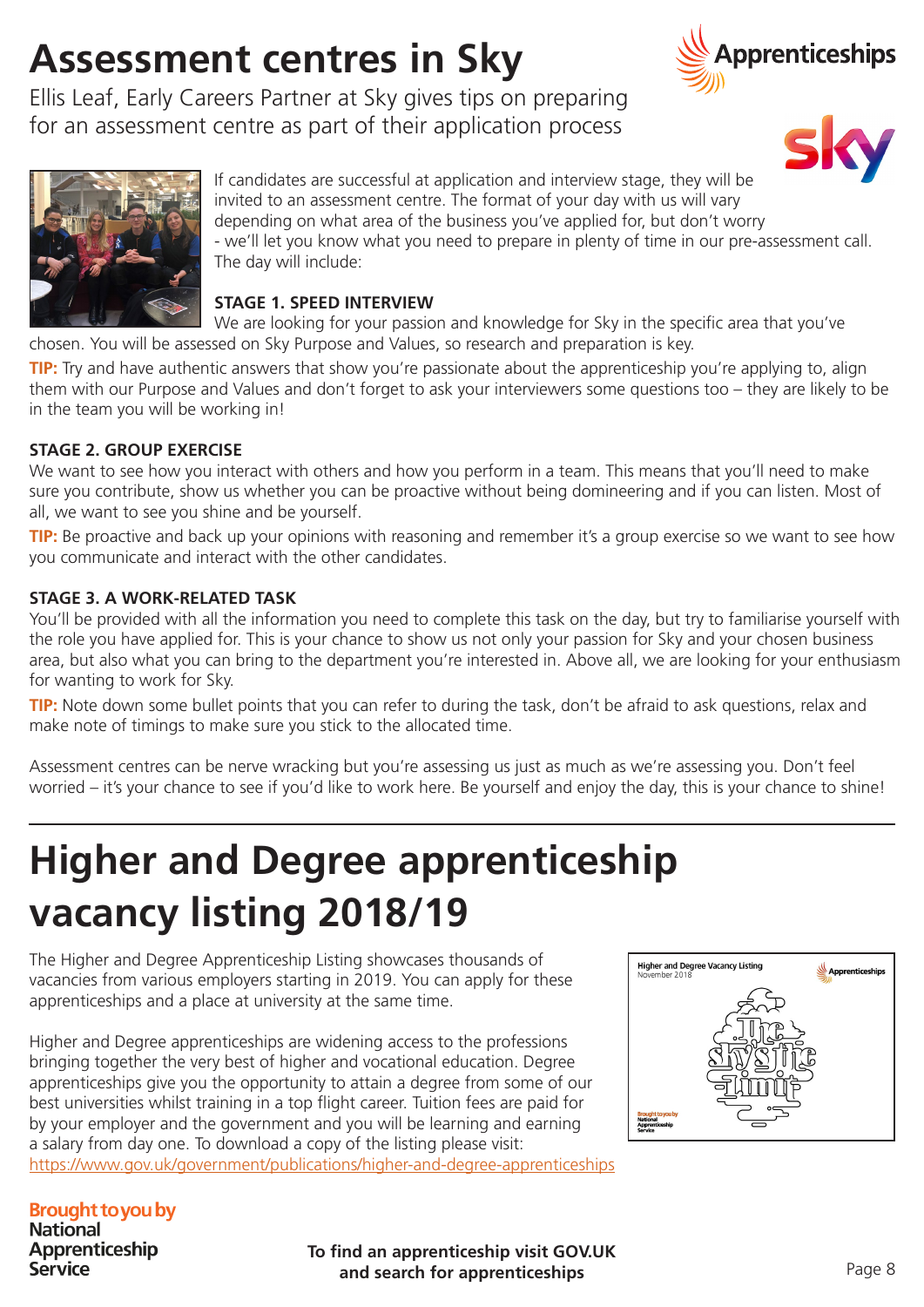# Assessment centres in Sky

Ellis Leaf, Early Careers Partner at Sky gives tips on preparing for an assessment centre as part of their application process

If candidates are successful at application and interview stage, they will be invited to an assessment centre. The format of your day with us will vary depending on what area of the business you've applied for, but don't worry - we'll let you know what you need to prepare in plenty of time in our pre-assessment call. The day will include:

### STAGE 1. SPEED INTERVIEW

We are looking for your passion and knowledge for Sky in the specific area that you've chosen. You will be assessed on Sky Purpose and Values, so research and preparation is key.

**TIP:** Try and have authentic answers that show you're passionate about the apprenticeship you're applying to, align them with our Purpose and Values and don't forget to ask your interviewers some questions too – they are likely to be in the team you will be working in!

### STAGE 2. GROUP EXERCISE

We want to see how you interact with others and how you perform in a team. This means that you'll need to make sure you contribute, show us whether you can be proactive without being domineering and if you can listen. Most of all, we want to see you shine and be yourself.

**TIP:** Be proactive and back up your opinions with reasoning and remember it's a group exercise so we want to see how you communicate and interact with the other candidates.

### STAGE 3. A WORK-RELATED TASK

You'll be provided with all the information you need to complete this task on the day, but try to familiarise yourself with the role you have applied for. This is your chance to show us not only your passion for Sky and your chosen business area, but also what you can bring to the department you're interested in. Above all, we are looking for your enthusiasm for wanting to work for Sky.

**TIP:** Note down some bullet points that you can refer to during the task, don't be afraid to ask questions, relax and make note of timings to make sure you stick to the allocated time.

Assessment centres can be nerve wracking but you're assessing us just as much as we're assessing you. Don't feel worried – it's your chance to see if you'd like to work here. Be yourself and enjoy the day, this is your chance to shine!

# Higher and Degree apprenticeship vacancy listing 2018/19

The Higher and Degree Apprenticeship Listing showcases thousands of vacancies from various employers starting in 2019. You can apply for these apprenticeships and a place at university at the same time.

Higher and Degree apprenticeships are widening access to the professions bringing together the very best of higher and vocational education. Degree apprenticeships give you the opportunity to attain a degree from some of our best universities whilst training in a top flight career. Tuition fees are paid for by your employer and the government and you will be learning and earning a salary from day one. To download a copy of the listing please visit: https://www.gov.uk/government/publications/higher-and-degree-apprenticeships

Brought to you by National Apprenticeship Service

**To find an apprenticeship visit GOV.UK and search for apprenticeships**